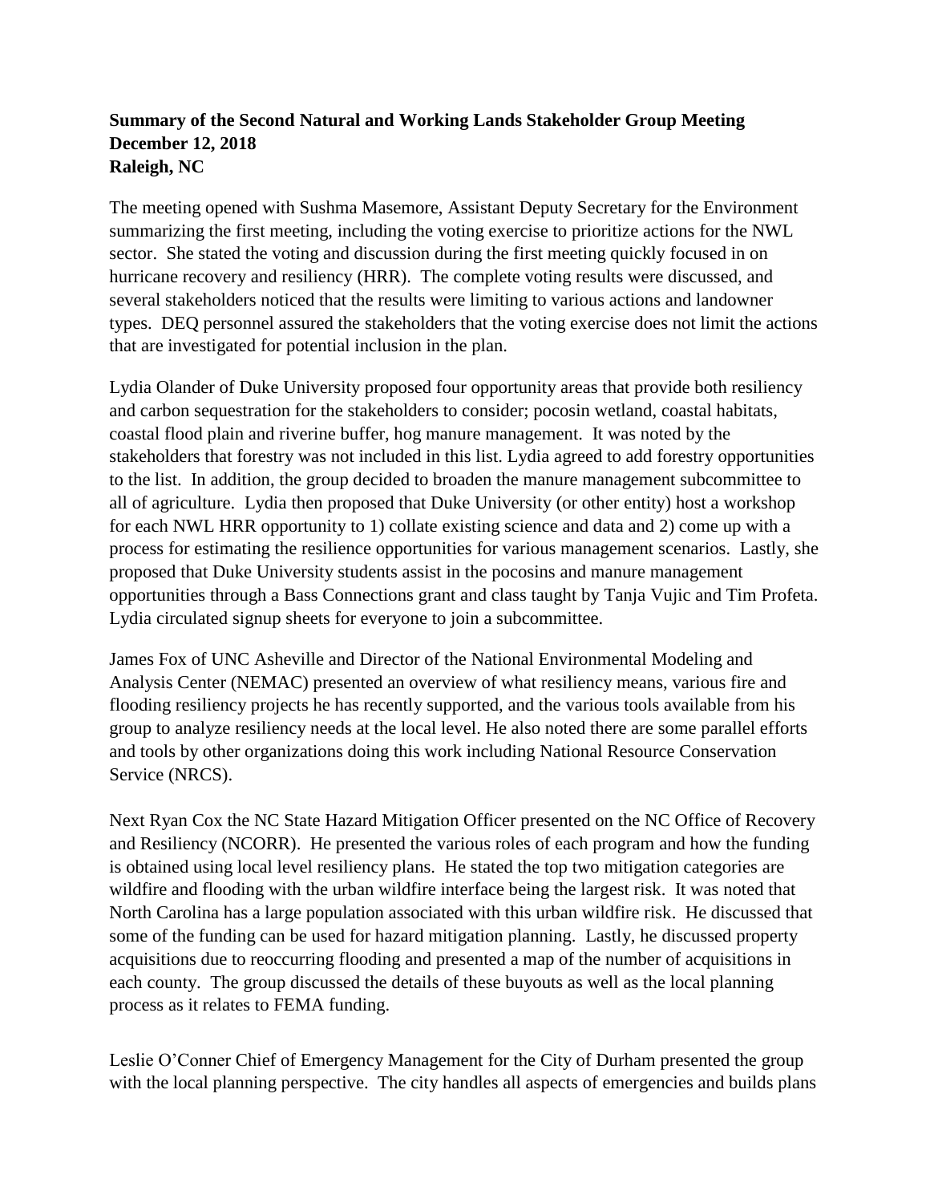**Summary of the Second Natural and Working Lands Stakeholder Group Meeting**
**December 12, 2018**
**Raleigh, NC**

The meeting opened with Sushma Masemore, Assistant Deputy Secretary for the Environment summarizing the first meeting, including the voting exercise to prioritize actions for the NWL sector. She stated the voting and discussion during the first meeting quickly focused in on hurricane recovery and resiliency (HRR). The complete voting results were discussed, and several stakeholders noticed that the results were limiting to various actions and landowner types. DEQ personnel assured the stakeholders that the voting exercise does not limit the actions that are investigated for potential inclusion in the plan.

Lydia Olander of Duke University proposed four opportunity areas that provide both resiliency and carbon sequestration for the stakeholders to consider; pocosin wetland, coastal habitats, coastal flood plain and riverine buffer, hog manure management. It was noted by the stakeholders that forestry was not included in this list. Lydia agreed to add forestry opportunities to the list. In addition, the group decided to broaden the manure management subcommittee to all of agriculture. Lydia then proposed that Duke University (or other entity) host a workshop for each NWL HRR opportunity to 1) collate existing science and data and 2) come up with a process for estimating the resilience opportunities for various management scenarios. Lastly, she proposed that Duke University students assist in the pocosins and manure management opportunities through a Bass Connections grant and class taught by Tanja Vujic and Tim Profeta. Lydia circulated signup sheets for everyone to join a subcommittee.

James Fox of UNC Asheville and Director of the National Environmental Modeling and Analysis Center (NEMAC) presented an overview of what resiliency means, various fire and flooding resiliency projects he has recently supported, and the various tools available from his group to analyze resiliency needs at the local level. He also noted there are some parallel efforts and tools by other organizations doing this work including National Resource Conservation Service (NRCS).

Next Ryan Cox the NC State Hazard Mitigation Officer presented on the NC Office of Recovery and Resiliency (NCORR). He presented the various roles of each program and how the funding is obtained using local level resiliency plans. He stated the top two mitigation categories are wildfire and flooding with the urban wildfire interface being the largest risk. It was noted that North Carolina has a large population associated with this urban wildfire risk. He discussed that some of the funding can be used for hazard mitigation planning. Lastly, he discussed property acquisitions due to reoccurring flooding and presented a map of the number of acquisitions in each county. The group discussed the details of these buyouts as well as the local planning process as it relates to FEMA funding.

Leslie O'Conner Chief of Emergency Management for the City of Durham presented the group with the local planning perspective. The city handles all aspects of emergencies and builds plans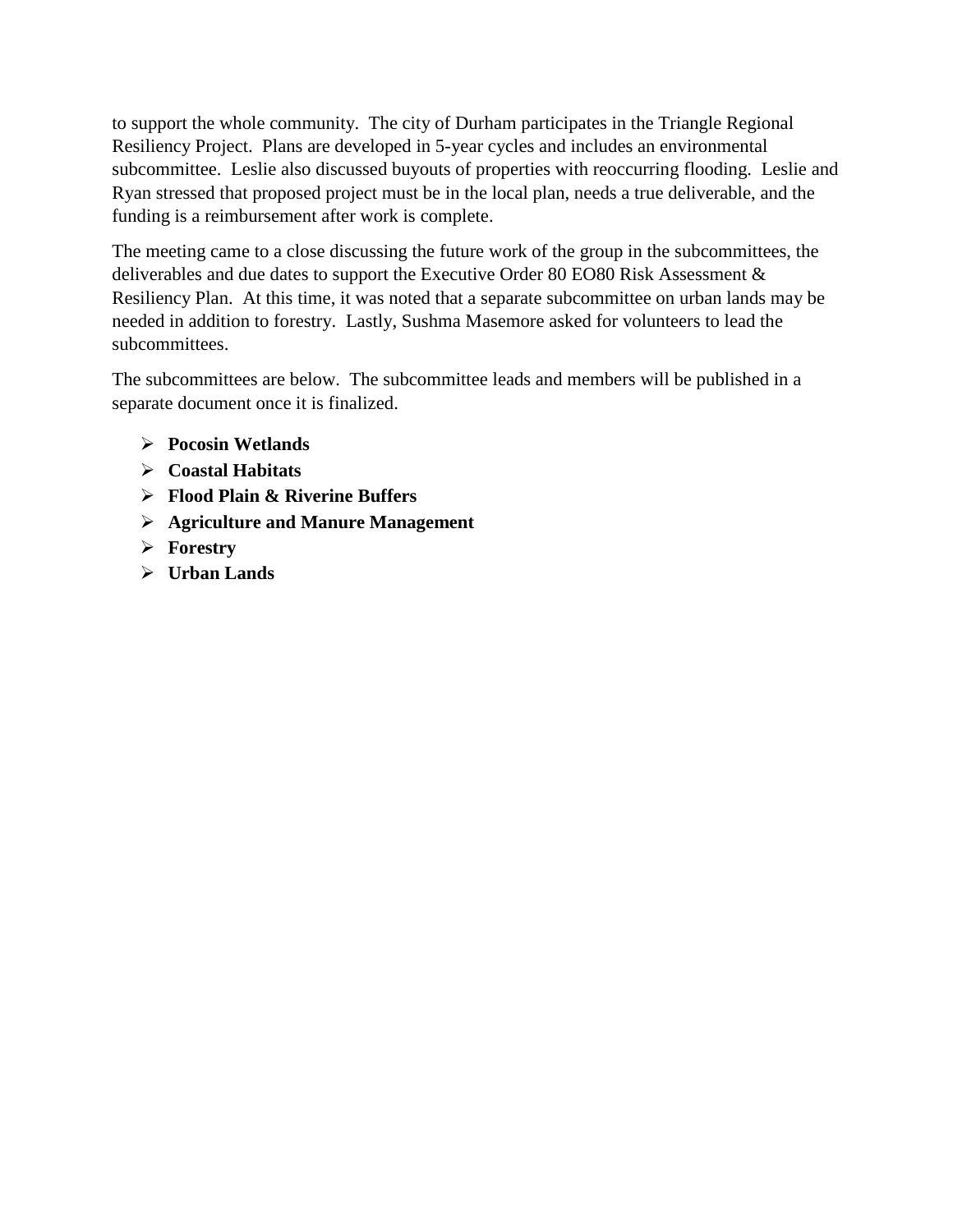to support the whole community. The city of Durham participates in the Triangle Regional Resiliency Project. Plans are developed in 5-year cycles and includes an environmental subcommittee. Leslie also discussed buyouts of properties with reoccurring flooding. Leslie and Ryan stressed that proposed project must be in the local plan, needs a true deliverable, and the funding is a reimbursement after work is complete.

The meeting came to a close discussing the future work of the group in the subcommittees, the deliverables and due dates to support the Executive Order 80 EO80 Risk Assessment & Resiliency Plan. At this time, it was noted that a separate subcommittee on urban lands may be needed in addition to forestry. Lastly, Sushma Masemore asked for volunteers to lead the subcommittees.

The subcommittees are below. The subcommittee leads and members will be published in a separate document once it is finalized.

- **Pocosin Wetlands**
- **Coastal Habitats**
- **Flood Plain & Riverine Buffers**
- **Agriculture and Manure Management**
- **Forestry**
- **Urban Lands**